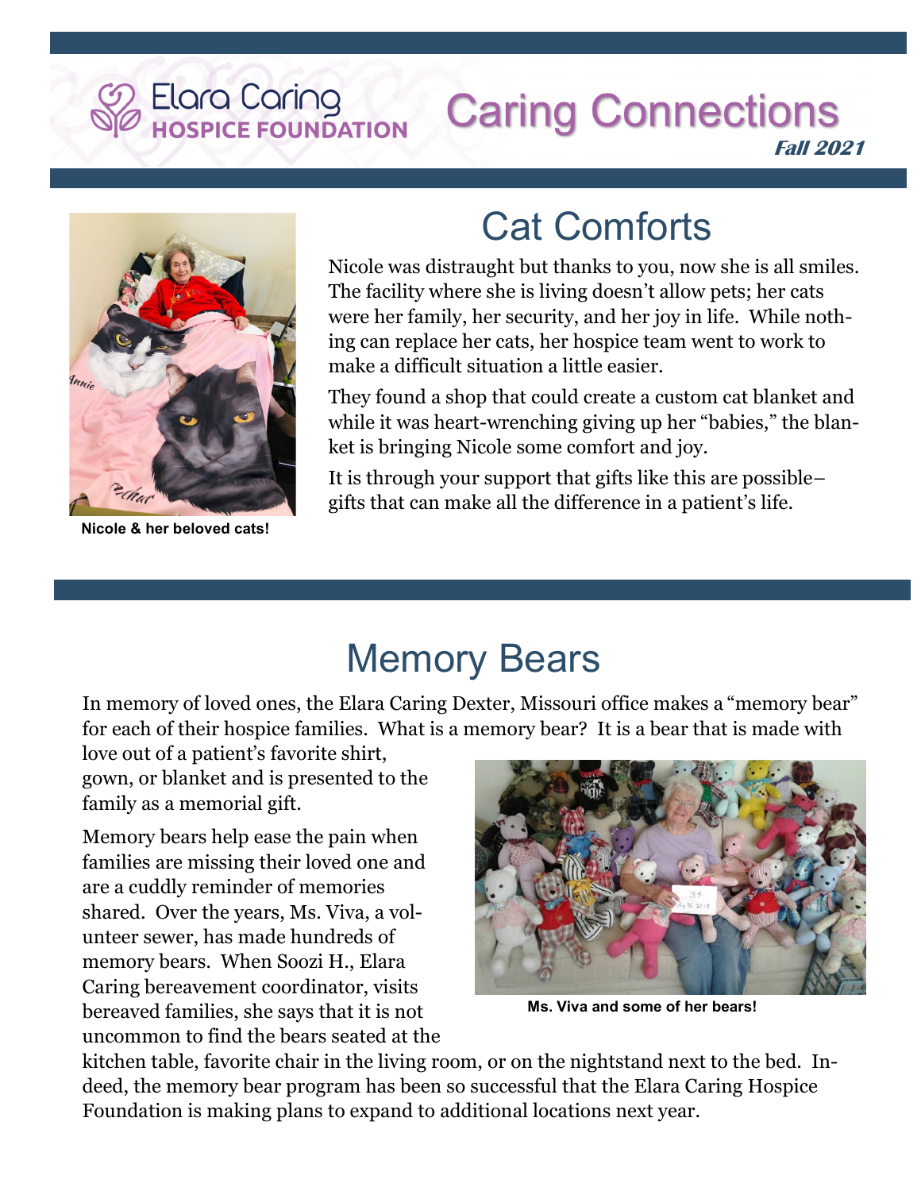Elara Caring
HOSPICE FOUNDATION

# Caring Connections

***Fall 2021***

## Cat Comforts

Nicole was distraught but thanks to you, now she is all smiles. The facility where she is living doesn't allow pets; her cats were her family, her security, and her joy in life. While nothing can replace her cats, her hospice team went to work to make a difficult situation a little easier.

They found a shop that could create a custom cat blanket and while it was heart-wrenching giving up her "babies," the blanket is bringing Nicole some comfort and joy.

It is through your support that gifts like this are possible– gifts that can make all the difference in a patient's life.

**Nicole & her beloved cats!**

## Memory Bears

In memory of loved ones, the Elara Caring Dexter, Missouri office makes a "memory bear" for each of their hospice families. What is a memory bear? It is a bear that is made with love out of a patient's favorite shirt, gown, or blanket and is presented to the family as a memorial gift.

Memory bears help ease the pain when families are missing their loved one and are a cuddly reminder of memories shared. Over the years, Ms. Viva, a volunteer sewer, has made hundreds of memory bears. When Soozi H., Elara Caring bereavement coordinator, visits bereaved families, she says that it is not uncommon to find the bears seated at the kitchen table, favorite chair in the living room, or on the nightstand next to the bed. Indeed, the memory bear program has been so successful that the Elara Caring Hospice Foundation is making plans to expand to additional locations next year.

**Ms. Viva and some of her bears!**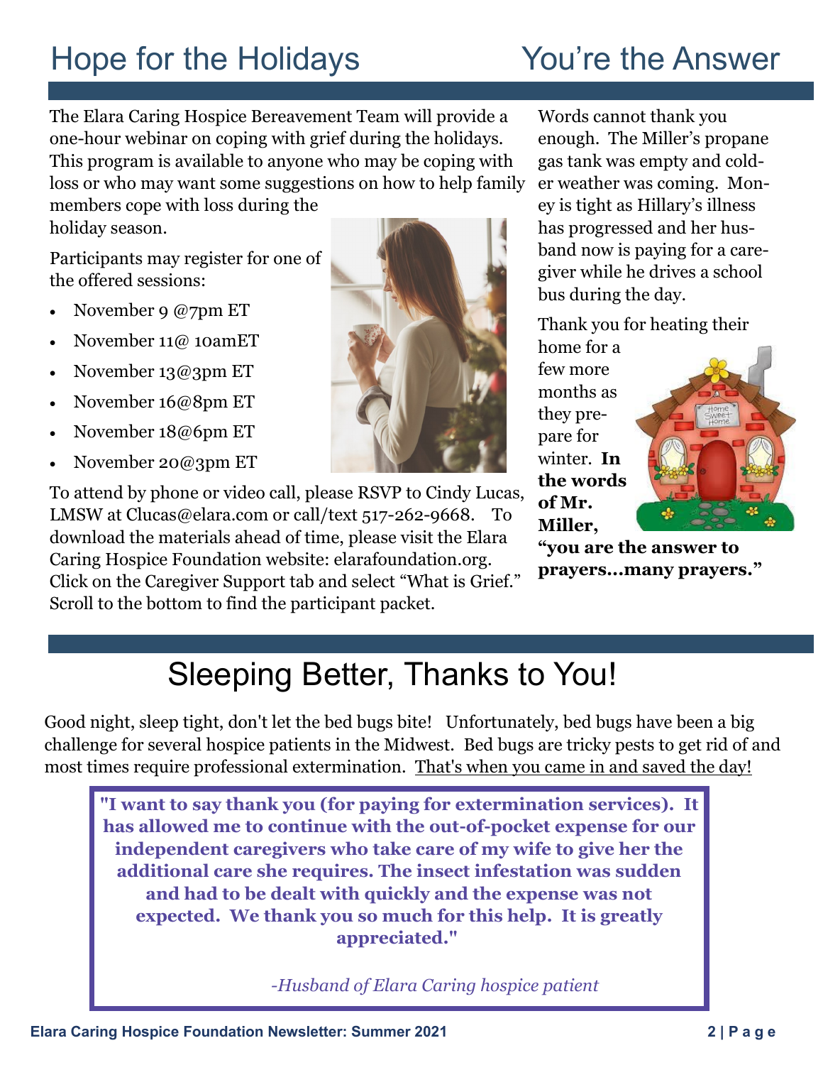## Hope for the Holidays

The Elara Caring Hospice Bereavement Team will provide a one-hour webinar on coping with grief during the holidays. This program is available to anyone who may be coping with loss or who may want some suggestions on how to help family members cope with loss during the holiday season.

Participants may register for one of the offered sessions:

- November 9 @7pm ET
- November 11@ 10amET
- November 13@3pm ET
- November 16@8pm ET
- November 18@6pm ET
- November 20@3pm ET

To attend by phone or video call, please RSVP to Cindy Lucas, LMSW at Clucas@elara.com or call/text 517-262-9668. To download the materials ahead of time, please visit the Elara Caring Hospice Foundation website: elarafoundation.org. Click on the Caregiver Support tab and select "What is Grief." Scroll to the bottom to find the participant packet.

## You're the Answer

Words cannot thank you enough. The Miller's propane gas tank was empty and colder weather was coming. Money is tight as Hillary's illness has progressed and her husband now is paying for a caregiver while he drives a school bus during the day.

Thank you for heating their home for a few more months as they prepare for winter. **In the words of Mr. Miller, "you are the answer to prayers…many prayers."**

## Sleeping Better, Thanks to You!

Good night, sleep tight, don't let the bed bugs bite! Unfortunately, bed bugs have been a big challenge for several hospice patients in the Midwest. Bed bugs are tricky pests to get rid of and most times require professional extermination. <u>That's when you came in and saved the day!</u>

> **"I want to say thank you (for paying for extermination services). It has allowed me to continue with the out-of-pocket expense for our independent caregivers who take care of my wife to give her the additional care she requires. The insect infestation was sudden and had to be dealt with quickly and the expense was not expected. We thank you so much for this help. It is greatly appreciated."**
>
> *-Husband of Elara Caring hospice patient*